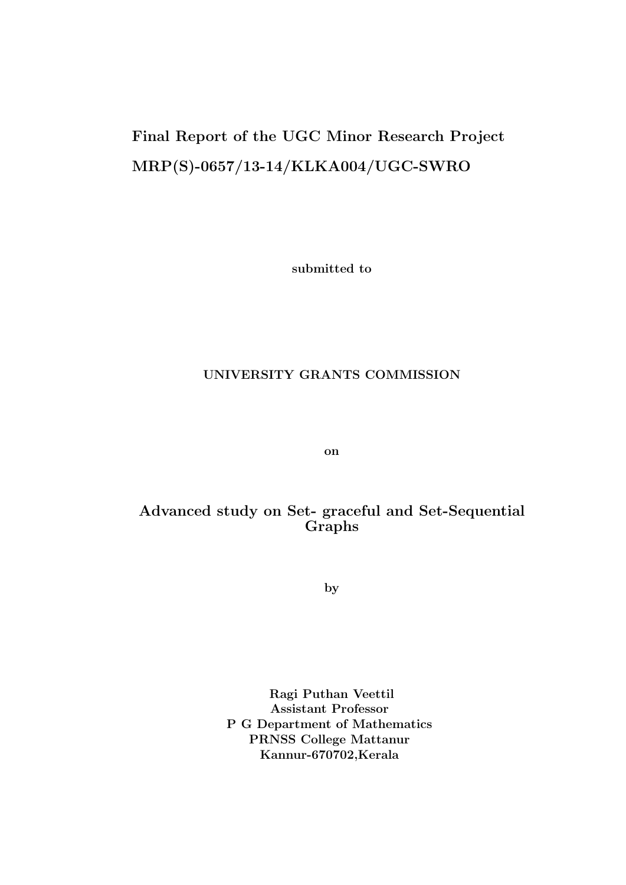**Final Report of the UGC Minor Research Project**

**MRP(S)-0657/13-14/KLKA004/UGC-SWRO**

**submitted to**

**UNIVERSITY GRANTS COMMISSION**

**on**

# Advanced study on Set- graceful and Set-Sequential Graphs

**by**

**Ragi Puthan Veettil**
**Assistant Professor**
**P G Department of Mathematics**
**PRNSS College Mattanur**
**Kannur-670702,Kerala**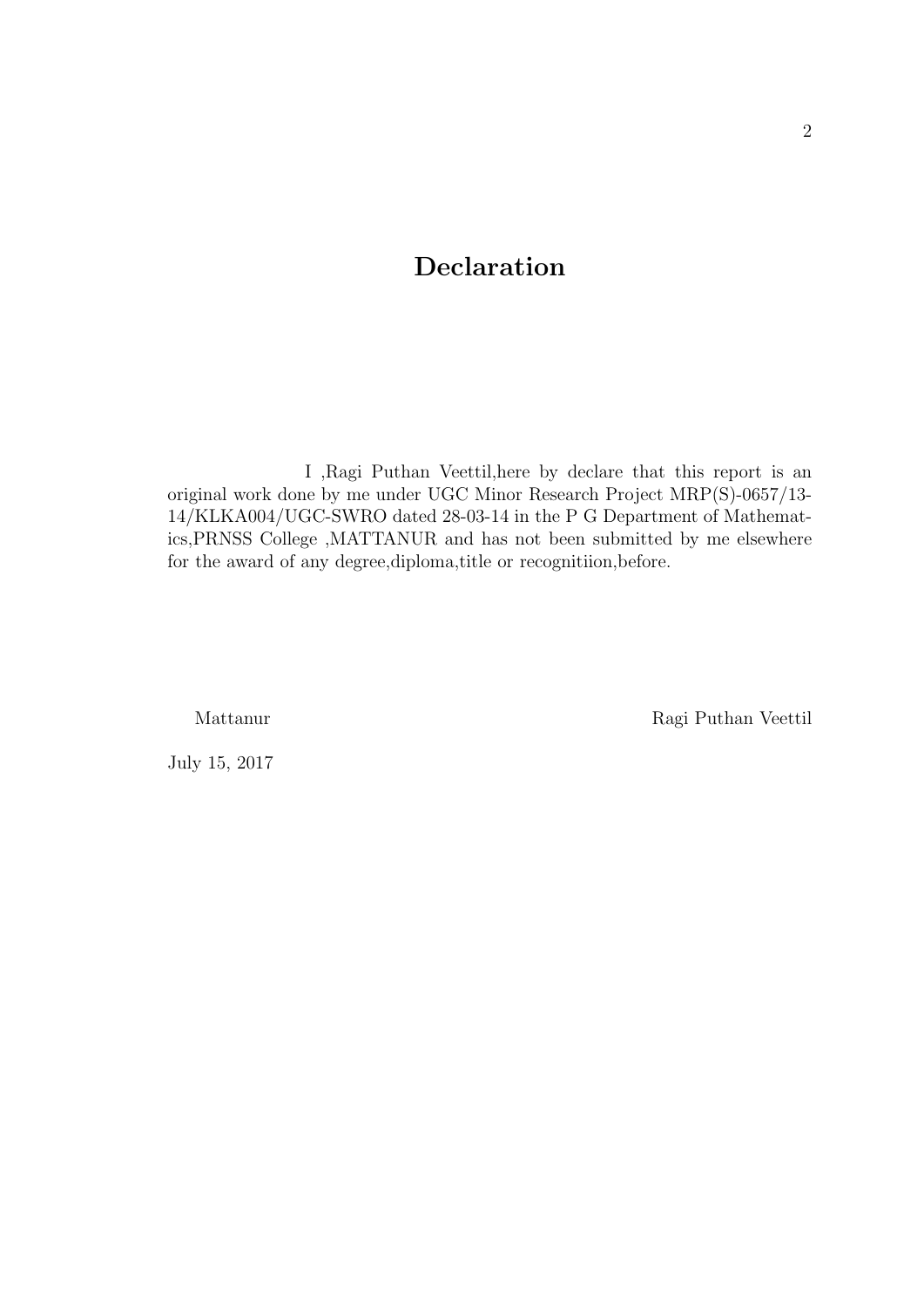# Declaration

I ,Ragi Puthan Veettil,here by declare that this report is an original work done by me under UGC Minor Research Project MRP(S)-0657/13-14/KLKA004/UGC-SWRO dated 28-03-14 in the P G Department of Mathematics,PRNSS College ,MATTANUR and has not been submitted by me elsewhere for the award of any degree,diploma,title or recognitiion,before.

Mattanur

Ragi Puthan Veettil

July 15, 2017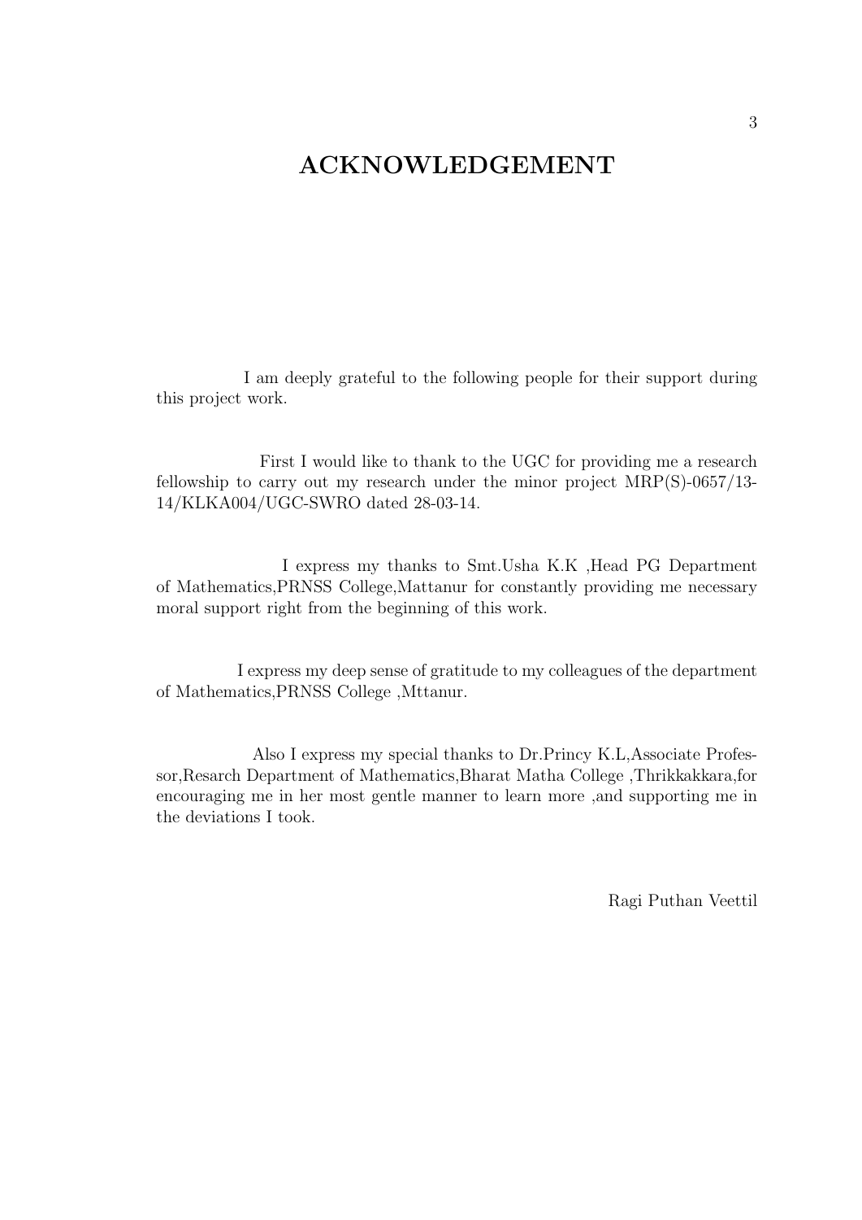# ACKNOWLEDGEMENT

I am deeply grateful to the following people for their support during this project work.

First I would like to thank to the UGC for providing me a research fellowship to carry out my research under the minor project MRP(S)-0657/13-14/KLKA004/UGC-SWRO dated 28-03-14.

I express my thanks to Smt.Usha K.K ,Head PG Department of Mathematics,PRNSS College,Mattanur for constantly providing me necessary moral support right from the beginning of this work.

I express my deep sense of gratitude to my colleagues of the department of Mathematics,PRNSS College ,Mttanur.

Also I express my special thanks to Dr.Princy K.L,Associate Professor,Resarch Department of Mathematics,Bharat Matha College ,Thrikkakkara,for encouraging me in her most gentle manner to learn more ,and supporting me in the deviations I took.

Ragi Puthan Veettil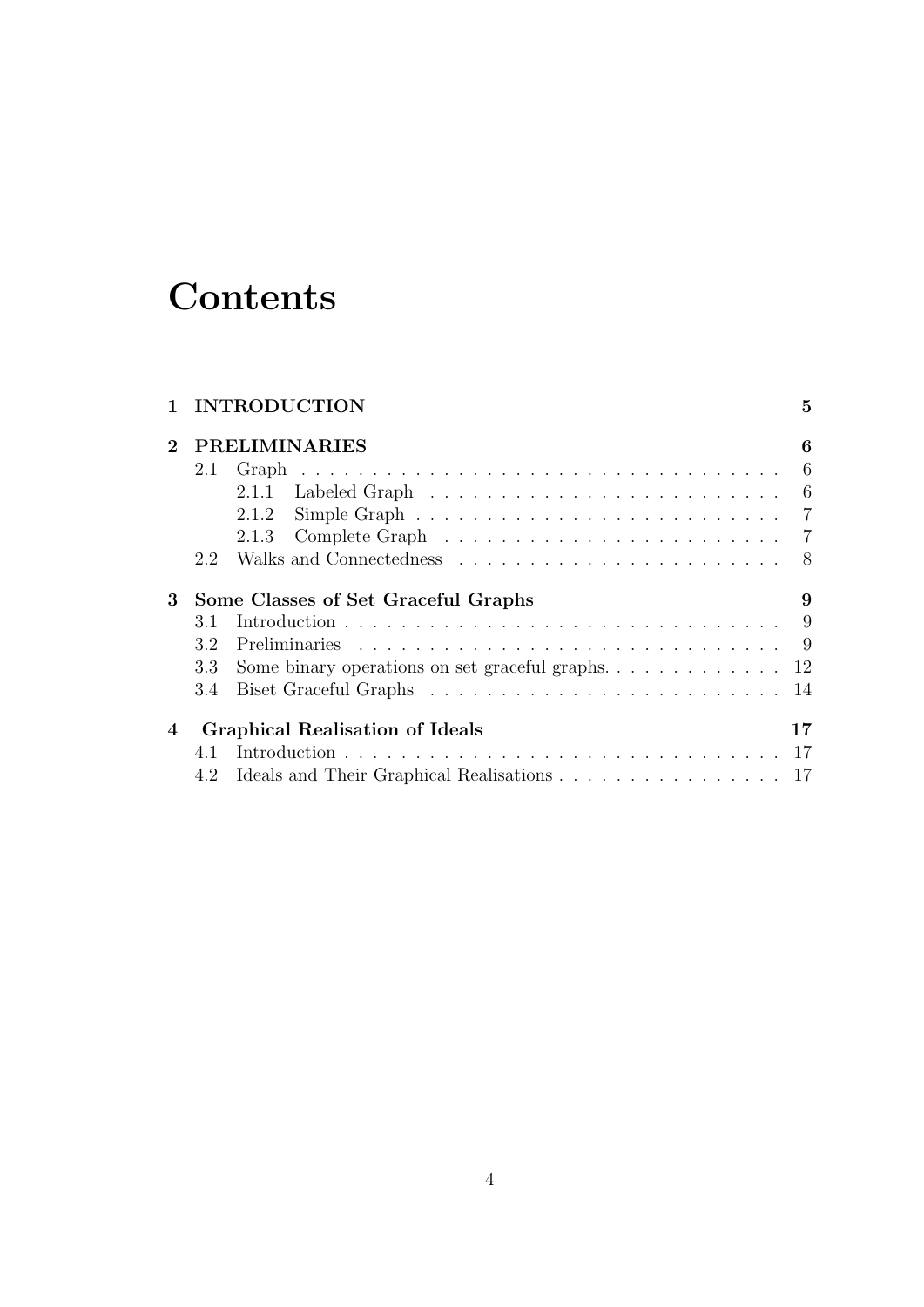# Contents

**1 INTRODUCTION** **5**

**2 PRELIMINARIES** **6**

- 2.1 Graph . . . . . . . . . . . . . . . . . . . . . . . . . . . . . . . . . 6
  - 2.1.1 Labeled Graph . . . . . . . . . . . . . . . . . . . . . . . . 6
  - 2.1.2 Simple Graph . . . . . . . . . . . . . . . . . . . . . . . . . 7
  - 2.1.3 Complete Graph . . . . . . . . . . . . . . . . . . . . . . . 7
- 2.2 Walks and Connectedness . . . . . . . . . . . . . . . . . . . . . . 8

**3 Some Classes of Set Graceful Graphs** **9**

- 3.1 Introduction . . . . . . . . . . . . . . . . . . . . . . . . . . . . . . 9
- 3.2 Preliminaries . . . . . . . . . . . . . . . . . . . . . . . . . . . . . 9
- 3.3 Some binary operations on set graceful graphs. . . . . . . . . . . . . 12
- 3.4 Biset Graceful Graphs . . . . . . . . . . . . . . . . . . . . . . . . 14

**4 Graphical Realisation of Ideals** **17**

- 4.1 Introduction . . . . . . . . . . . . . . . . . . . . . . . . . . . . . . 17
- 4.2 Ideals and Their Graphical Realisations . . . . . . . . . . . . . . . . 17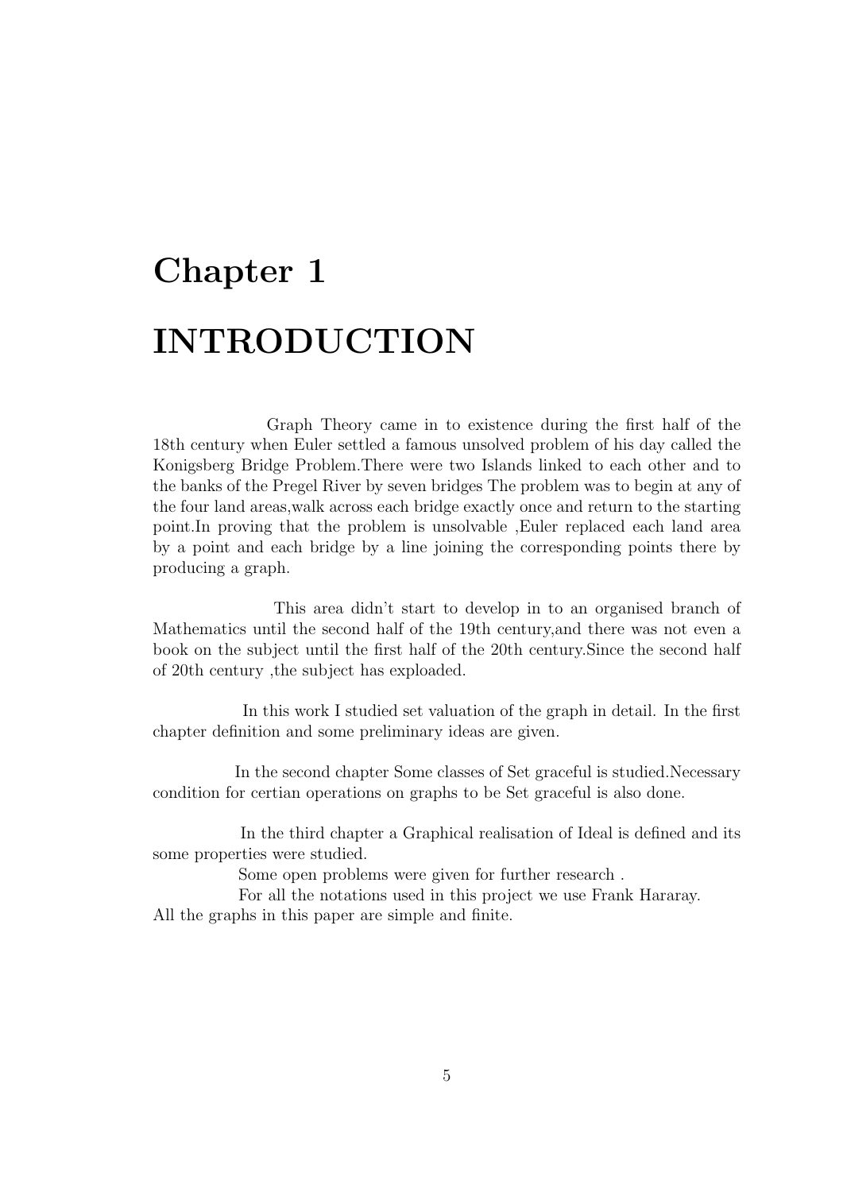# Chapter 1

# INTRODUCTION

Graph Theory came in to existence during the first half of the 18th century when Euler settled a famous unsolved problem of his day called the Konigsberg Bridge Problem.There were two Islands linked to each other and to the banks of the Pregel River by seven bridges The problem was to begin at any of the four land areas,walk across each bridge exactly once and return to the starting point.In proving that the problem is unsolvable ,Euler replaced each land area by a point and each bridge by a line joining the corresponding points there by producing a graph.

This area didn't start to develop in to an organised branch of Mathematics until the second half of the 19th century,and there was not even a book on the subject until the first half of the 20th century.Since the second half of 20th century ,the subject has exploaded.

In this work I studied set valuation of the graph in detail. In the first chapter definition and some preliminary ideas are given.

In the second chapter Some classes of Set graceful is studied.Necessary condition for certian operations on graphs to be Set graceful is also done.

In the third chapter a Graphical realisation of Ideal is defined and its some properties were studied.

Some open problems were given for further research .

For all the notations used in this project we use Frank Hararay.
All the graphs in this paper are simple and finite.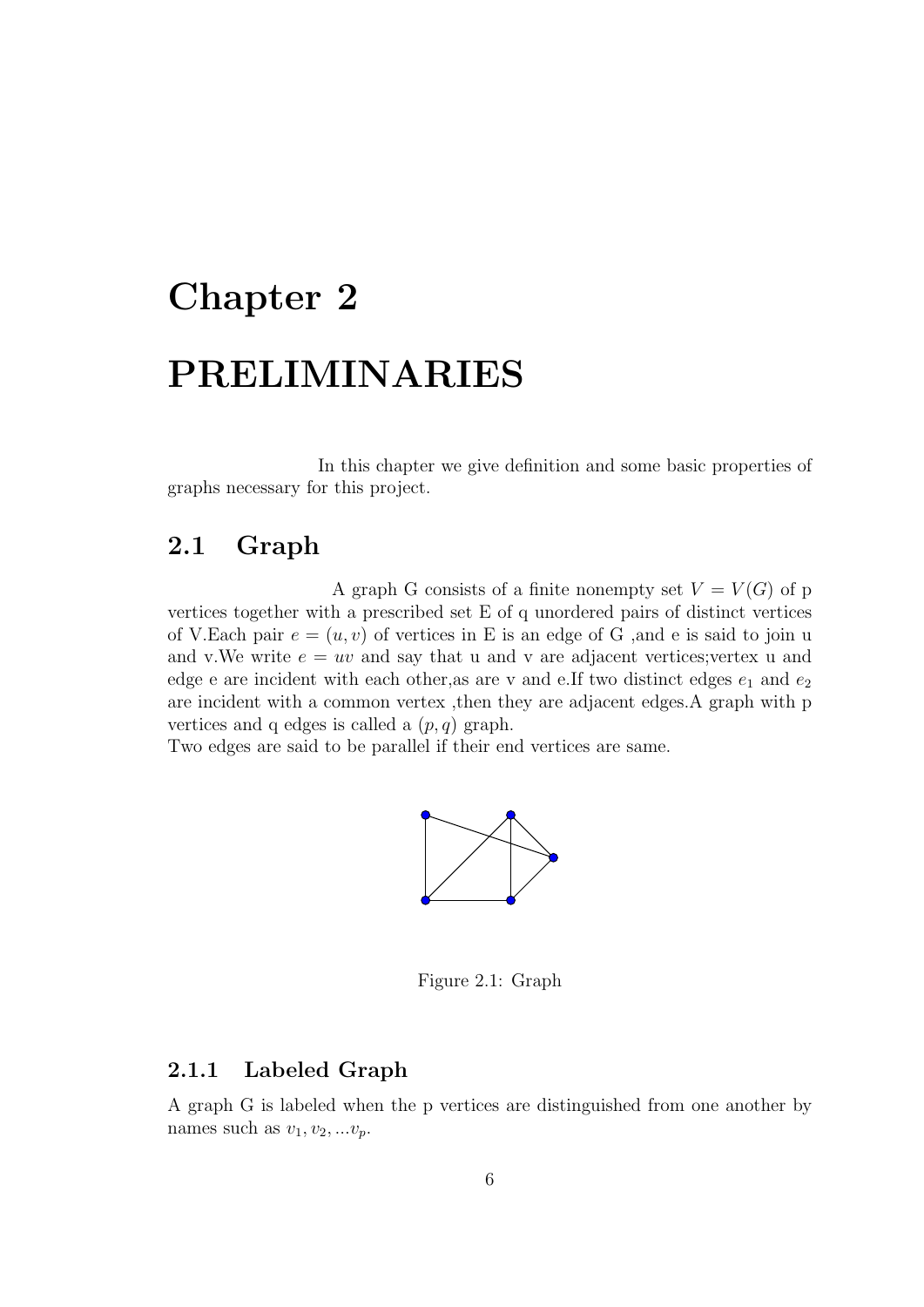# Chapter 2

# PRELIMINARIES

In this chapter we give definition and some basic properties of graphs necessary for this project.

## 2.1 Graph

A graph G consists of a finite nonempty set $V = V(G)$ of p vertices together with a prescribed set E of q unordered pairs of distinct vertices of V.Each pair $e = (u, v)$ of vertices in E is an edge of G ,and e is said to join u and v.We write $e = uv$ and say that u and v are adjacent vertices;vertex u and edge e are incident with each other,as are v and e.If two distinct edges $e_1$ and $e_2$ are incident with a common vertex ,then they are adjacent edges.A graph with p vertices and q edges is called a $(p, q)$ graph.
Two edges are said to be parallel if their end vertices are same.

Figure 2.1: Graph

### 2.1.1 Labeled Graph

A graph G is labeled when the p vertices are distinguished from one another by names such as $v_1, v_2, ...v_p$.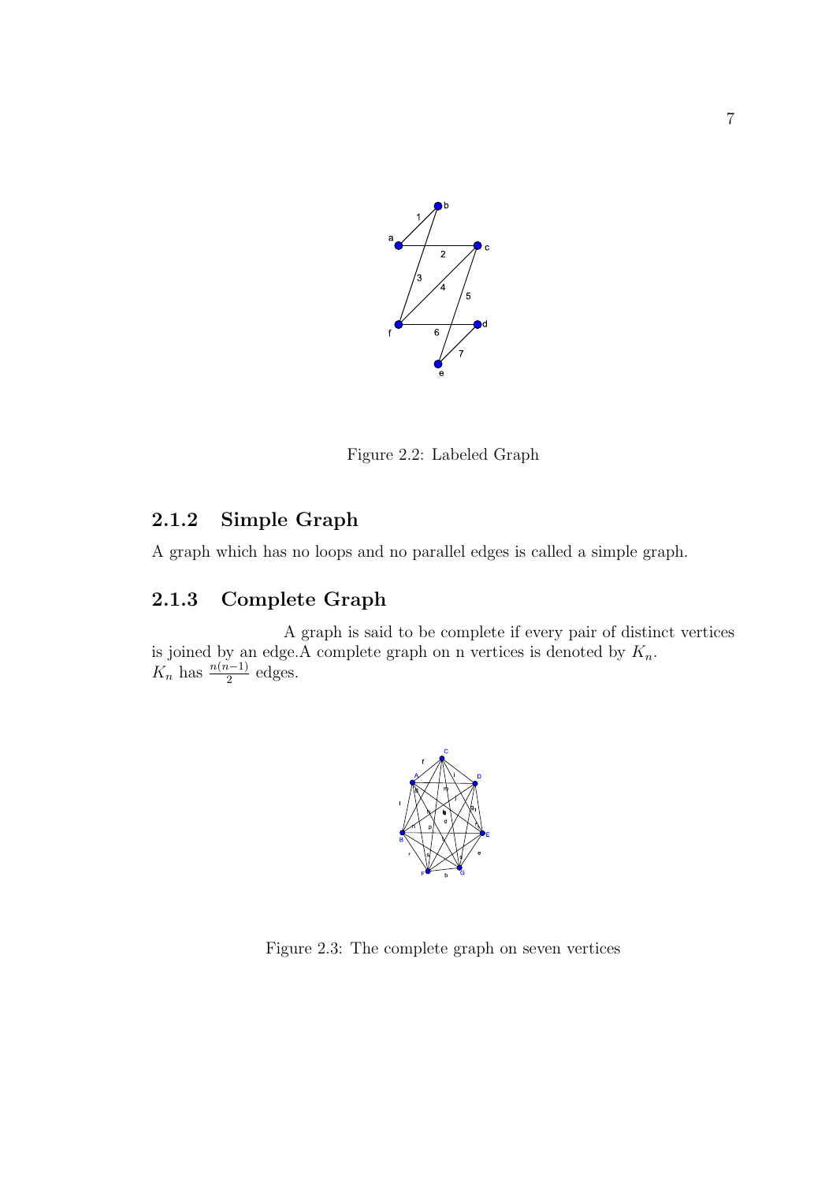Figure 2.2: Labeled Graph

### 2.1.2 Simple Graph

A graph which has no loops and no parallel edges is called a simple graph.

### 2.1.3 Complete Graph

A graph is said to be complete if every pair of distinct vertices is joined by an edge.A complete graph on n vertices is denoted by $K_n$.
$K_n$ has $\frac{n(n-1)}{2}$ edges.

Figure 2.3: The complete graph on seven vertices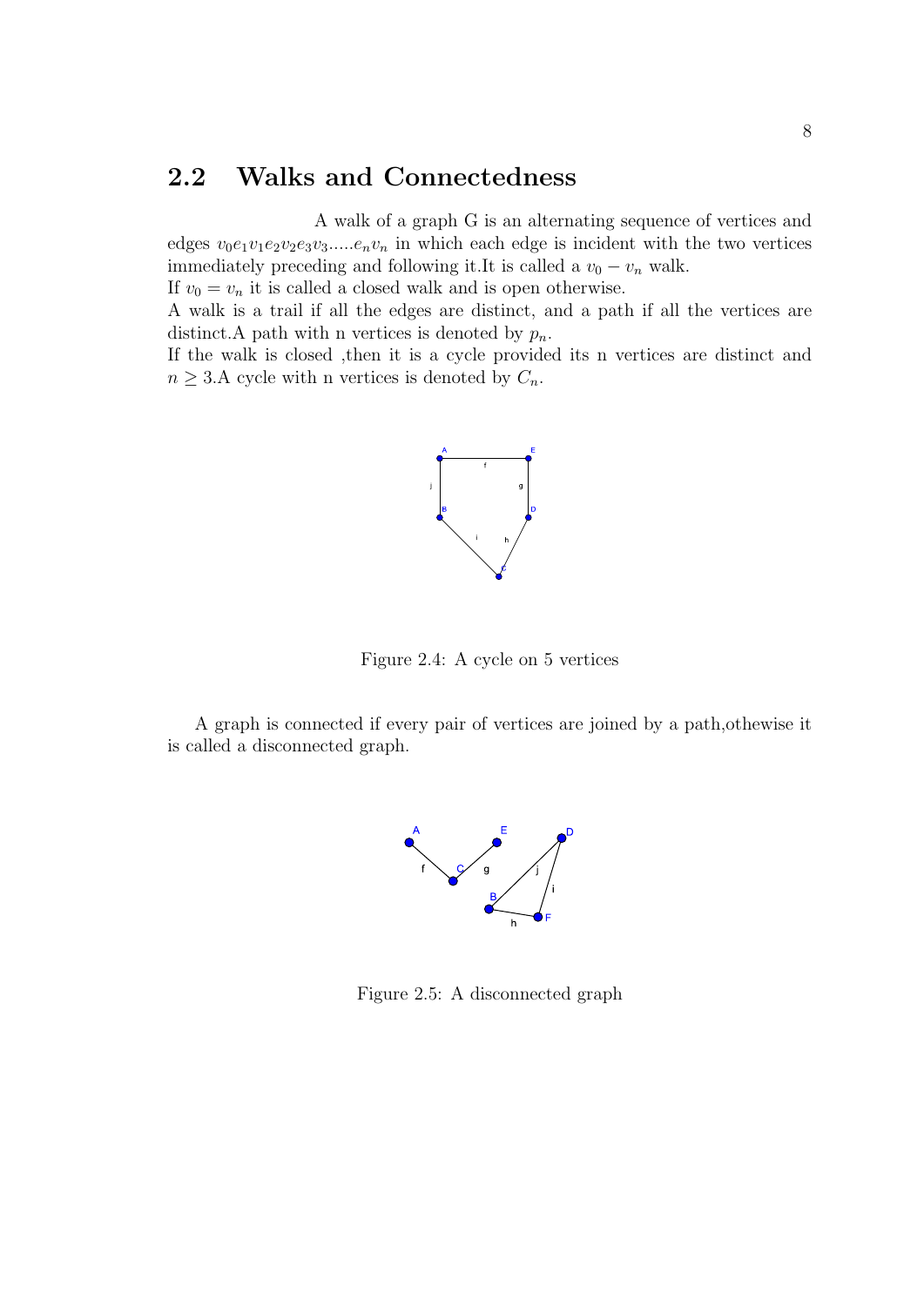## 2.2 Walks and Connectedness

A walk of a graph G is an alternating sequence of vertices and edges $v_0e_1v_1e_2v_2e_3v_3.....e_nv_n$ in which each edge is incident with the two vertices immediately preceding and following it.It is called a $v_0 - v_n$ walk.

If $v_0 = v_n$ it is called a closed walk and is open otherwise.

A walk is a trail if all the edges are distinct, and a path if all the vertices are distinct.A path with n vertices is denoted by $p_n$.

If the walk is closed ,then it is a cycle provided its n vertices are distinct and $n \geq 3$.A cycle with n vertices is denoted by $C_n$.

Figure 2.4: A cycle on 5 vertices

A graph is connected if every pair of vertices are joined by a path,othewise it is called a disconnected graph.

Figure 2.5: A disconnected graph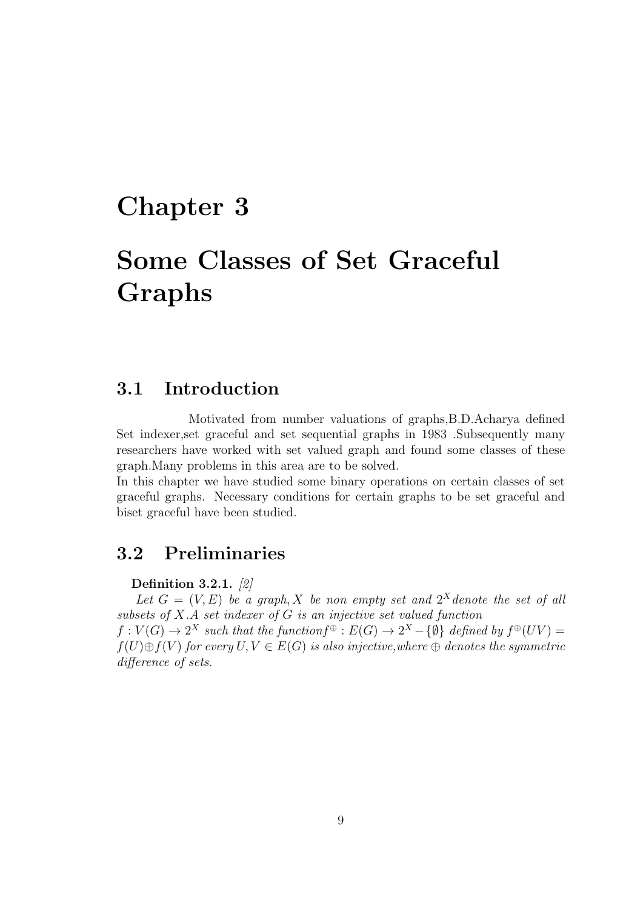# Chapter 3

# Some Classes of Set Graceful Graphs

## 3.1 Introduction

Motivated from number valuations of graphs,B.D.Acharya defined Set indexer,set graceful and set sequential graphs in 1983 .Subsequently many researchers have worked with set valued graph and found some classes of these graph.Many problems in this area are to be solved.

In this chapter we have studied some binary operations on certain classes of set graceful graphs. Necessary conditions for certain graphs to be set graceful and biset graceful have been studied.

## 3.2 Preliminaries

**Definition 3.2.1.** *[2]*

*Let $G = (V, E)$ be a graph, $X$ be non empty set and $2^X$ denote the set of all subsets of $X$. A set indexer of $G$ is an injective set valued function $f : V(G) \rightarrow 2^X$ such that the function $f^{\oplus} : E(G) \rightarrow 2^X - \{\emptyset\}$ defined by $f^{\oplus}(UV) = f(U) \oplus f(V)$ for every $U, V \in E(G)$ is also injective,where $\oplus$ denotes the symmetric difference of sets.*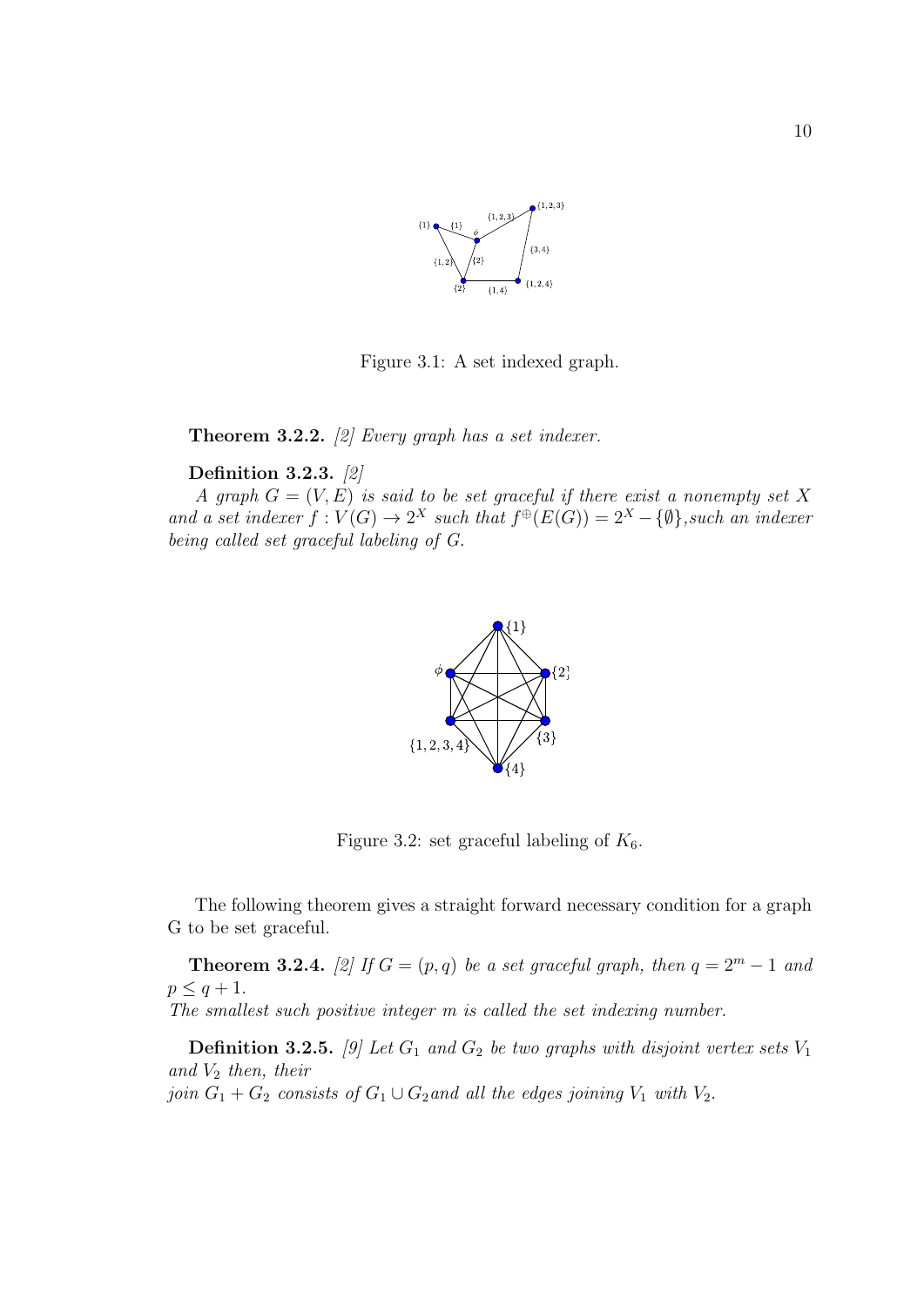Figure 3.1: A set indexed graph.

**Theorem 3.2.2.** *[2] Every graph has a set indexer.*

**Definition 3.2.3.** *[2]*

*A graph $G = (V, E)$ is said to be set graceful if there exist a nonempty set $X$ and a set indexer $f : V(G) \to 2^X$ such that $f^{\oplus}(E(G)) = 2^X - \{\emptyset\}$, such an indexer being called set graceful labeling of $G$.*

Figure 3.2: set graceful labeling of $K_6$.

The following theorem gives a straight forward necessary condition for a graph G to be set graceful.

**Theorem 3.2.4.** *[2] If $G = (p, q)$ be a set graceful graph, then $q = 2^m - 1$ and $p \leq q + 1$.*
*The smallest such positive integer $m$ is called the set indexing number.*

**Definition 3.2.5.** *[9] Let $G_1$ and $G_2$ be two graphs with disjoint vertex sets $V_1$ and $V_2$ then, their*
*join $G_1 + G_2$ consists of $G_1 \cup G_2$ and all the edges joining $V_1$ with $V_2$.*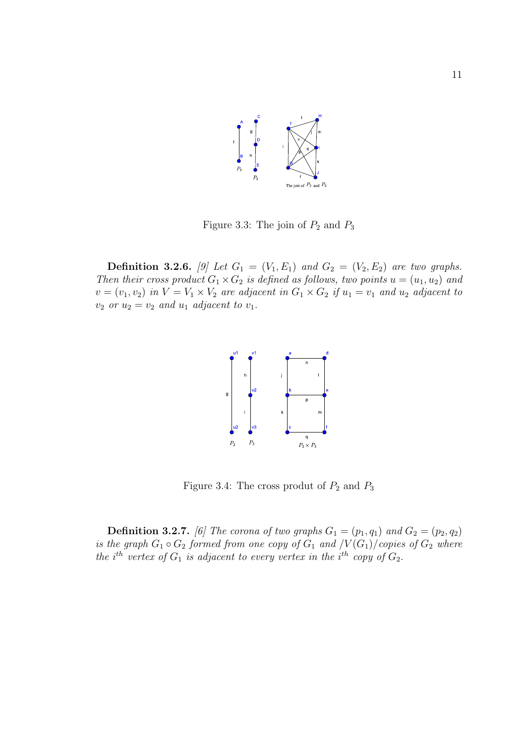Figure 3.3: The join of $P_2$ and $P_3$

**Definition 3.2.6.** *[9] Let $G_1 = (V_1, E_1)$ and $G_2 = (V_2, E_2)$ are two graphs. Then their cross product $G_1 \times G_2$ is defined as follows, two points $u = (u_1, u_2)$ and $v = (v_1, v_2)$ in $V = V_1 \times V_2$ are adjacent in $G_1 \times G_2$ if $u_1 = v_1$ and $u_2$ adjacent to $v_2$ or $u_2 = v_2$ and $u_1$ adjacent to $v_1$.*

Figure 3.4: The cross produt of $P_2$ and $P_3$

**Definition 3.2.7.** *[6] The corona of two graphs $G_1 = (p_1, q_1)$ and $G_2 = (p_2, q_2)$ is the graph $G_1 \circ G_2$ formed from one copy of $G_1$ and $/V(G_1)/$ copies of $G_2$ where the $i^{th}$ vertex of $G_1$ is adjacent to every vertex in the $i^{th}$ copy of $G_2$.*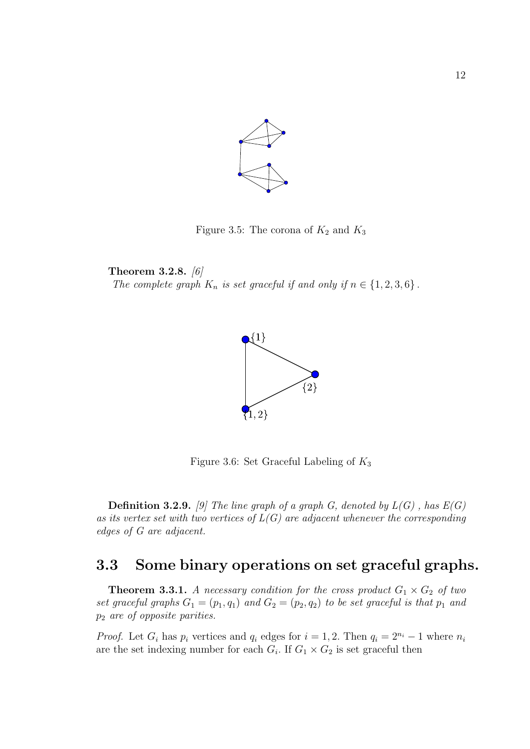Figure 3.5: The corona of $K_2$ and $K_3$

**Theorem 3.2.8.** *[6]*
*The complete graph $K_n$ is set graceful if and only if $n \in \{1, 2, 3, 6\}$.*

Figure 3.6: Set Graceful Labeling of $K_3$

**Definition 3.2.9.** *[9] The line graph of a graph G, denoted by $L(G)$, has $E(G)$ as its vertex set with two vertices of $L(G)$ are adjacent whenever the corresponding edges of G are adjacent.*

## 3.3 Some binary operations on set graceful graphs.

**Theorem 3.3.1.** *A necessary condition for the cross product $G_1 \times G_2$ of two set graceful graphs $G_1 = (p_1, q_1)$ and $G_2 = (p_2, q_2)$ to be set graceful is that $p_1$ and $p_2$ are of opposite parities.*

*Proof.* Let $G_i$ has $p_i$ vertices and $q_i$ edges for $i = 1, 2$. Then $q_i = 2^{n_i} - 1$ where $n_i$ are the set indexing number for each $G_i$. If $G_1 \times G_2$ is set graceful then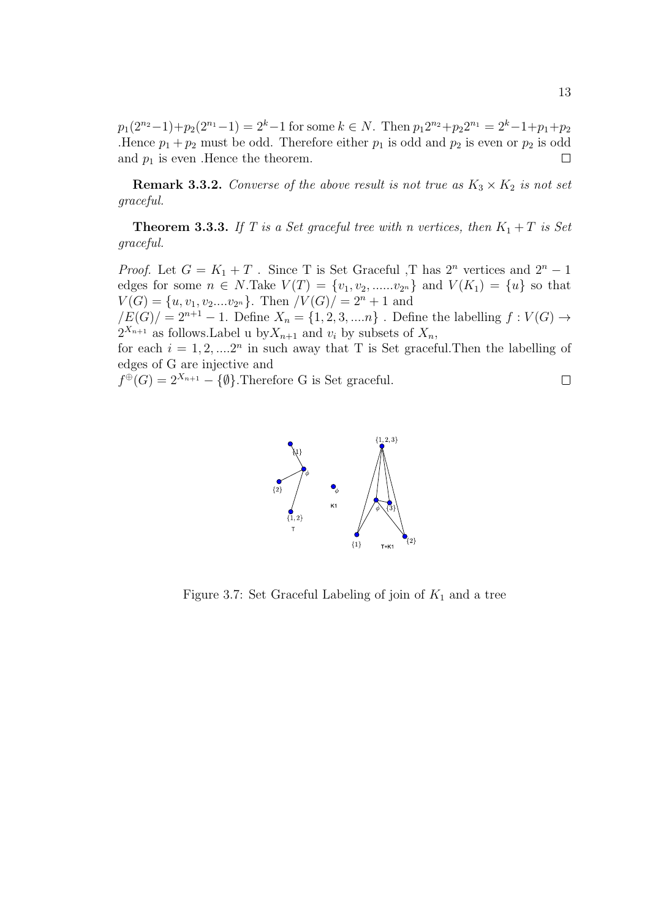$p_1(2^{n_2}-1)+p_2(2^{n_1}-1) = 2^k-1$ for some $k \in N$. Then $p_1 2^{n_2}+p_2 2^{n_1} = 2^k-1+p_1+p_2$ .Hence $p_1+p_2$ must be odd. Therefore either $p_1$ is odd and $p_2$ is even or $p_2$ is odd and $p_1$ is even .Hence the theorem. □

**Remark 3.3.2.** *Converse of the above result is not true as $K_3 \times K_2$ is not set graceful.*

**Theorem 3.3.3.** *If T is a Set graceful tree with n vertices, then $K_1 + T$ is Set graceful.*

*Proof.* Let $G = K_1 + T$ . Since T is Set Graceful ,T has $2^n$ vertices and $2^n - 1$ edges for some $n \in N$.Take $V(T) = \{v_1, v_2, ......v_{2^n}\}$ and $V(K_1) = \{u\}$ so that $V(G) = \{u, v_1, v_2....v_{2^n}\}$. Then $/V(G)/ = 2^n + 1$ and
$/E(G)/ = 2^{n+1} - 1$. Define $X_n = \{1, 2, 3, ....n\}$ . Define the labelling $f : V(G) \rightarrow 2^{X_{n+1}}$ as follows.Label u by$X_{n+1}$ and $v_i$ by subsets of $X_n$,
for each $i = 1, 2, ....2^n$ in such away that T is Set graceful.Then the labelling of edges of G are injective and
$f^{\oplus}(G) = 2^{X_{n+1}} - \{\emptyset\}$.Therefore G is Set graceful. □

Figure 3.7: Set Graceful Labeling of join of $K_1$ and a tree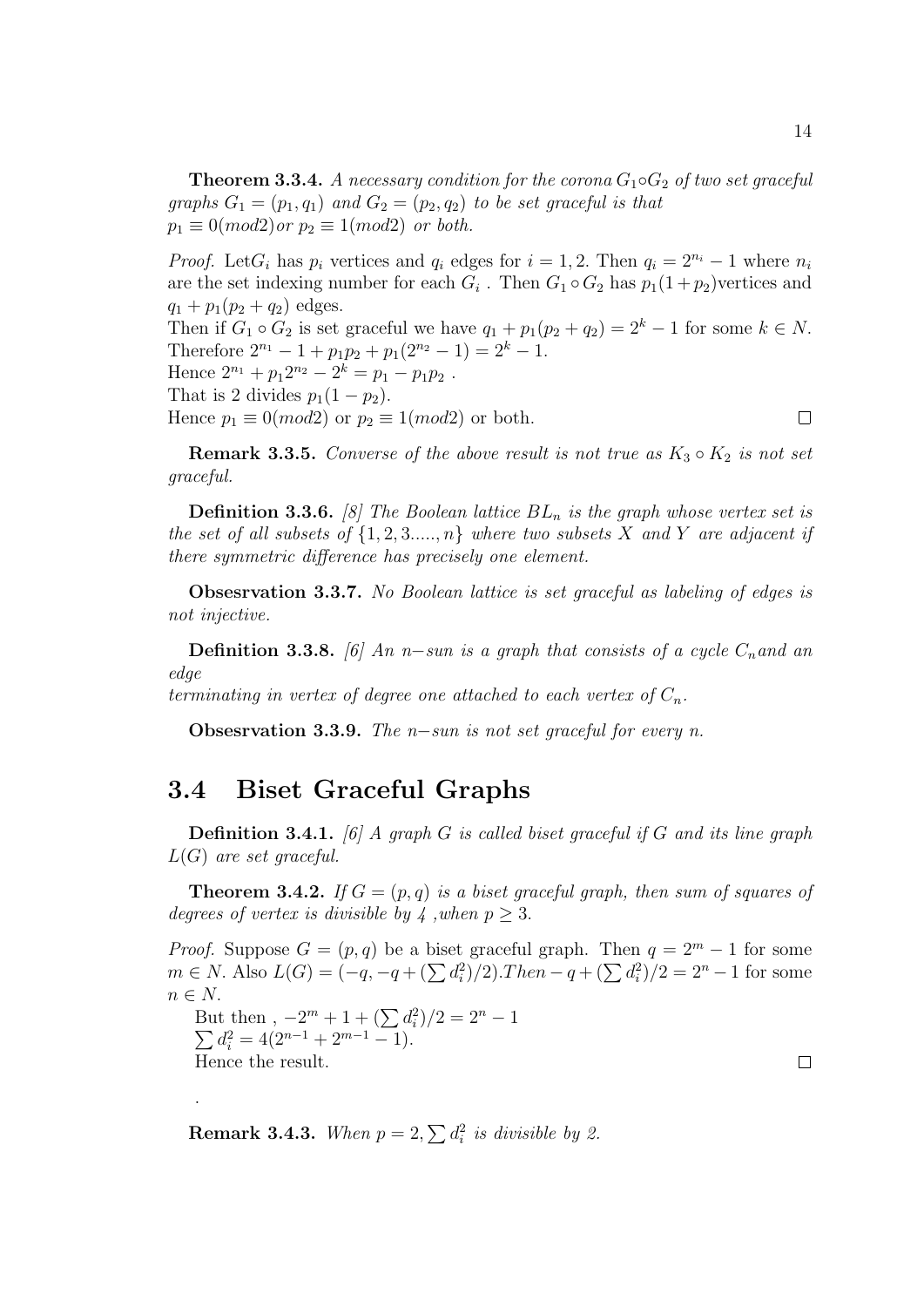**Theorem 3.3.4.** *A necessary condition for the corona $G_1 \circ G_2$ of two set graceful graphs $G_1 = (p_1, q_1)$ and $G_2 = (p_2, q_2)$ to be set graceful is that $p_1 \equiv 0(mod 2)$ or $p_2 \equiv 1(mod 2)$ or both.*

*Proof.* Let$G_i$ has $p_i$ vertices and $q_i$ edges for $i = 1, 2$. Then $q_i = 2^{n_i} - 1$ where $n_i$ are the set indexing number for each $G_i$ . Then $G_1 \circ G_2$ has $p_1(1 + p_2)$vertices and $q_1 + p_1(p_2 + q_2)$ edges.
Then if $G_1 \circ G_2$ is set graceful we have $q_1 + p_1(p_2 + q_2) = 2^k - 1$ for some $k \in N$.
Therefore $2^{n_1} - 1 + p_1p_2 + p_1(2^{n_2} - 1) = 2^k - 1$.
Hence $2^{n_1} + p_1 2^{n_2} - 2^k = p_1 - p_1p_2$ .
That is 2 divides $p_1(1 - p_2)$.
Hence $p_1 \equiv 0(mod 2)$ or $p_2 \equiv 1(mod 2)$ or both. □

**Remark 3.3.5.** *Converse of the above result is not true as $K_3 \circ K_2$ is not set graceful.*

**Definition 3.3.6.** *[8] The Boolean lattice $BL_n$ is the graph whose vertex set is the set of all subsets of $\{1, 2, 3....., n\}$ where two subsets X and Y are adjacent if there symmetric difference has precisely one element.*

**Obsesrvation 3.3.7.** *No Boolean lattice is set graceful as labeling of edges is not injective.*

**Definition 3.3.8.** *[6] An $n-$sun is a graph that consists of a cycle $C_n$and an edge
terminating in vertex of degree one attached to each vertex of $C_n$.*

**Obsesrvation 3.3.9.** *The $n-$sun is not set graceful for every n.*

## 3.4 Biset Graceful Graphs

**Definition 3.4.1.** *[6] A graph G is called biset graceful if G and its line graph L(G) are set graceful.*

**Theorem 3.4.2.** *If $G = (p, q)$ is a biset graceful graph, then sum of squares of degrees of vertex is divisible by 4 ,when $p \geq 3$.*

*Proof.* Suppose $G = (p, q)$ be a biset graceful graph. Then $q = 2^m - 1$ for some $m \in N$. Also $L(G) = (-q, -q + (\sum d_i^2)/2).Then - q + (\sum d_i^2)/2 = 2^n - 1$ for some $n \in N$.
But then , $-2^m + 1 + (\sum d_i^2)/2 = 2^n - 1$
$\sum d_i^2 = 4(2^{n-1} + 2^{m-1} - 1)$.
Hence the result. □

**Remark 3.4.3.** *When $p = 2, \sum d_i^2$ is divisible by 2.*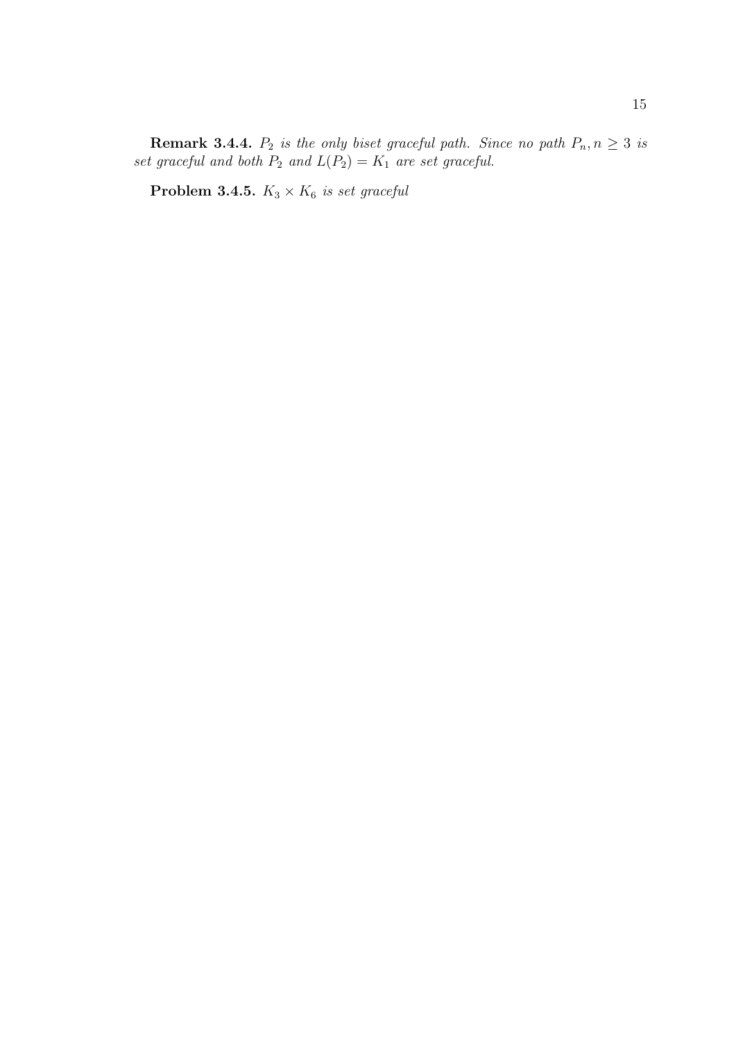**Remark 3.4.4.** *$P_2$ is the only biset graceful path. Since no path $P_n, n \geq 3$ is set graceful and both $P_2$ and $L(P_2) = K_1$ are set graceful.*

**Problem 3.4.5.** *$K_3 \times K_6$ is set graceful*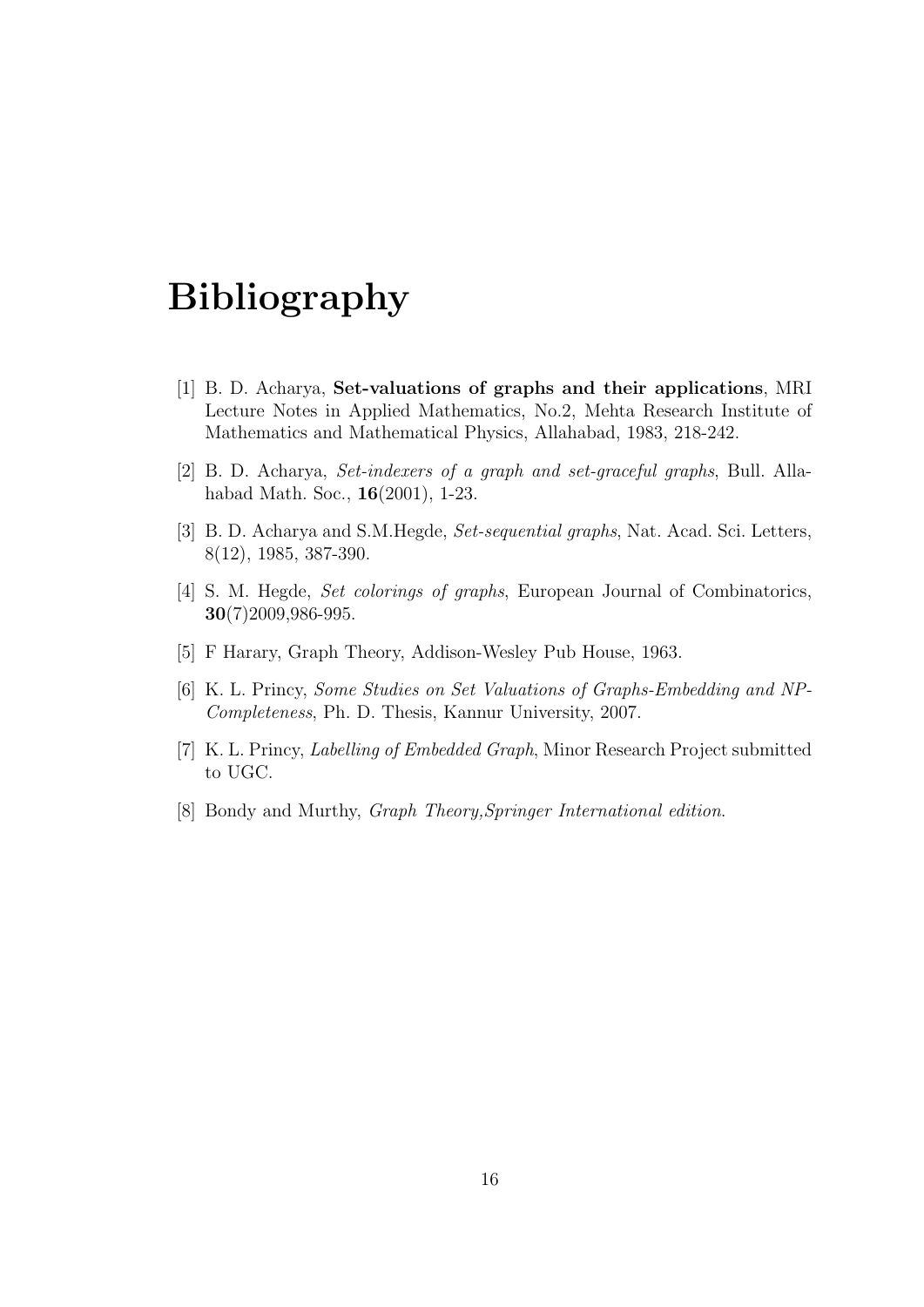# Bibliography

[1] B. D. Acharya, **Set-valuations of graphs and their applications**, MRI Lecture Notes in Applied Mathematics, No.2, Mehta Research Institute of Mathematics and Mathematical Physics, Allahabad, 1983, 218-242.

[2] B. D. Acharya, *Set-indexers of a graph and set-graceful graphs*, Bull. Allahabad Math. Soc., **16**(2001), 1-23.

[3] B. D. Acharya and S.M.Hegde, *Set-sequential graphs*, Nat. Acad. Sci. Letters, 8(12), 1985, 387-390.

[4] S. M. Hegde, *Set colorings of graphs*, European Journal of Combinatorics, **30**(7)2009,986-995.

[5] F Harary, Graph Theory, Addison-Wesley Pub House, 1963.

[6] K. L. Princy, *Some Studies on Set Valuations of Graphs-Embedding and NP-Completeness*, Ph. D. Thesis, Kannur University, 2007.

[7] K. L. Princy, *Labelling of Embedded Graph*, Minor Research Project submitted to UGC.

[8] Bondy and Murthy, *Graph Theory,Springer International edition*.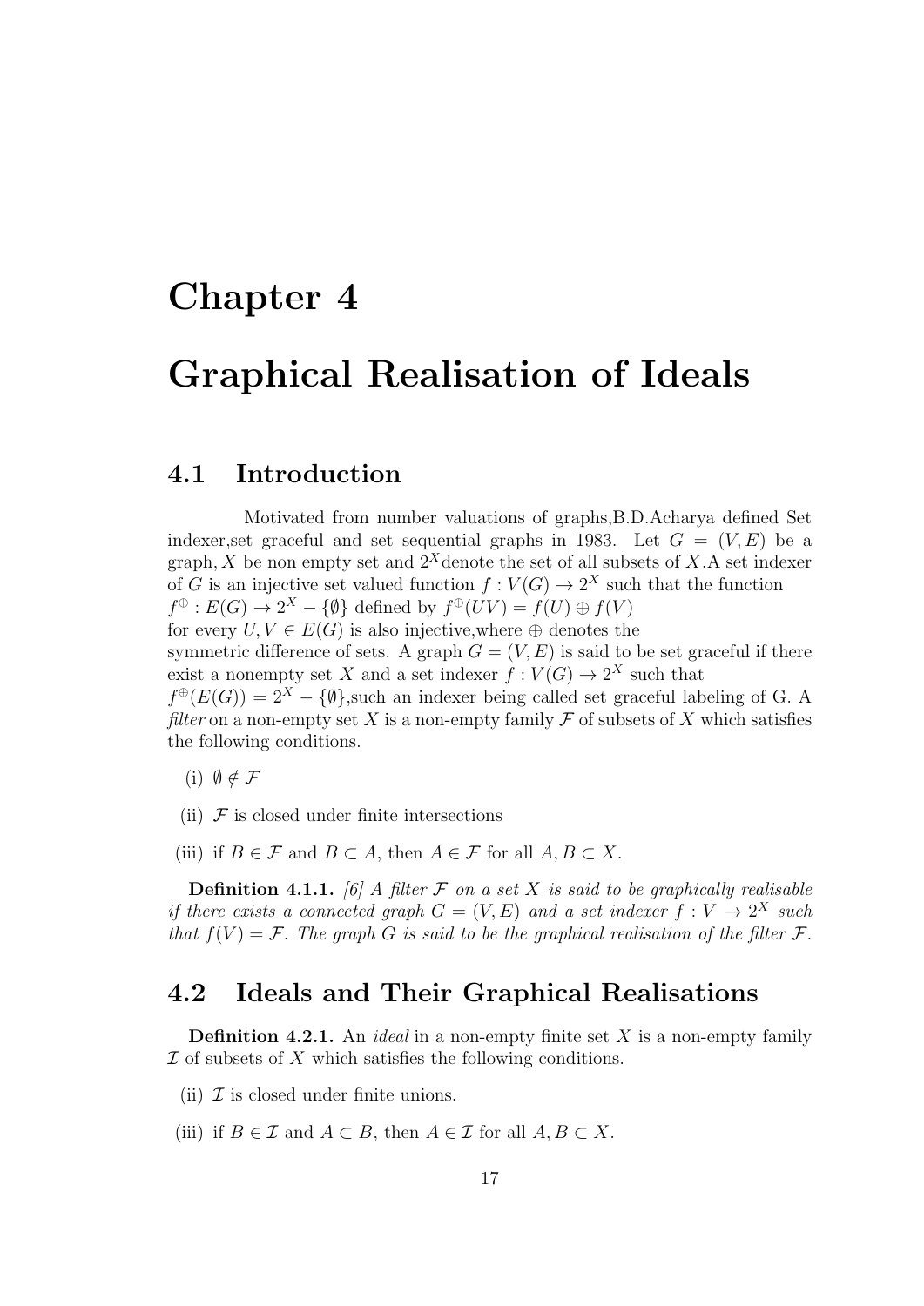# Chapter 4

# Graphical Realisation of Ideals

## 4.1 Introduction

Motivated from number valuations of graphs,B.D.Acharya defined Set indexer,set graceful and set sequential graphs in 1983. Let $G = (V, E)$ be a graph, $X$ be non empty set and $2^X$denote the set of all subsets of $X$.A set indexer of $G$ is an injective set valued function $f : V(G) \to 2^X$ such that the function $f^{\oplus} : E(G) \to 2^X - \{\emptyset\}$ defined by $f^{\oplus}(UV) = f(U) \oplus f(V)$ for every $U, V \in E(G)$ is also injective,where $\oplus$ denotes the symmetric difference of sets. A graph $G = (V, E)$ is said to be set graceful if there exist a nonempty set $X$ and a set indexer $f : V(G) \to 2^X$ such that $f^{\oplus}(E(G)) = 2^X - \{\emptyset\}$,such an indexer being called set graceful labeling of G. A *filter* on a non-empty set $X$ is a non-empty family $\mathcal{F}$ of subsets of $X$ which satisfies the following conditions.

(i) $\emptyset \notin \mathcal{F}$

(ii) $\mathcal{F}$ is closed under finite intersections

(iii) if $B \in \mathcal{F}$ and $B \subset A$, then $A \in \mathcal{F}$ for all $A, B \subset X$.

**Definition 4.1.1.** *[6] A filter $\mathcal{F}$ on a set $X$ is said to be graphically realisable if there exists a connected graph $G = (V, E)$ and a set indexer $f : V \to 2^X$ such that $f(V) = \mathcal{F}$. The graph $G$ is said to be the graphical realisation of the filter $\mathcal{F}$.*

## 4.2 Ideals and Their Graphical Realisations

**Definition 4.2.1.** An *ideal* in a non-empty finite set $X$ is a non-empty family $\mathcal{I}$ of subsets of $X$ which satisfies the following conditions.

(ii) $\mathcal{I}$ is closed under finite unions.

(iii) if $B \in \mathcal{I}$ and $A \subset B$, then $A \in \mathcal{I}$ for all $A, B \subset X$.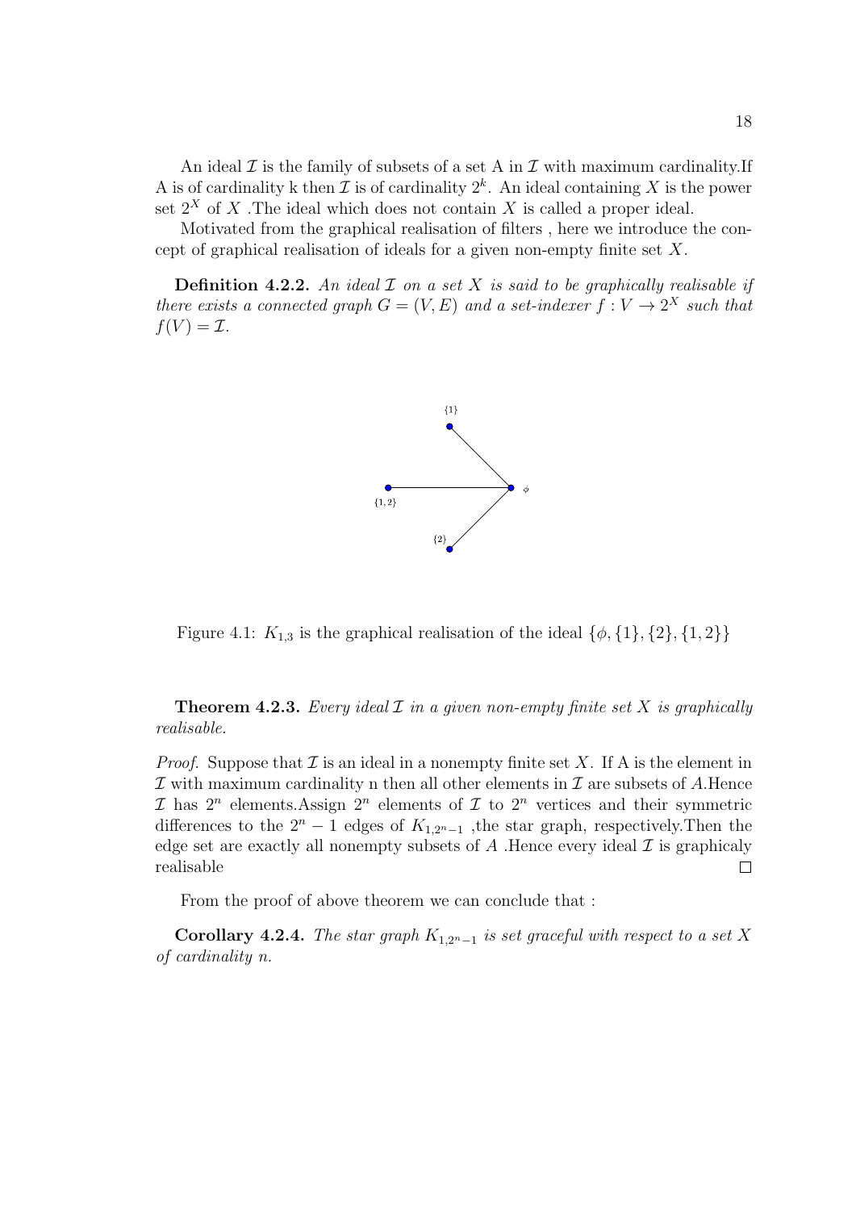An ideal $\mathcal{I}$ is the family of subsets of a set A in $\mathcal{I}$ with maximum cardinality.If A is of cardinality k then $\mathcal{I}$ is of cardinality $2^k$. An ideal containing $X$ is the power set $2^X$ of $X$ .The ideal which does not contain $X$ is called a proper ideal.

Motivated from the graphical realisation of filters , here we introduce the concept of graphical realisation of ideals for a given non-empty finite set $X$.

**Definition 4.2.2.** *An ideal $\mathcal{I}$ on a set $X$ is said to be graphically realisable if there exists a connected graph $G = (V, E)$ and a set-indexer $f : V \to 2^X$ such that $f(V) = \mathcal{I}$.*

Figure 4.1: $K_{1,3}$ is the graphical realisation of the ideal $\{\phi, \{1\}, \{2\}, \{1, 2\}\}$

**Theorem 4.2.3.** *Every ideal $\mathcal{I}$ in a given non-empty finite set $X$ is graphically realisable.*

*Proof.* Suppose that $\mathcal{I}$ is an ideal in a nonempty finite set $X$. If A is the element in $\mathcal{I}$ with maximum cardinality n then all other elements in $\mathcal{I}$ are subsets of $A$.Hence $\mathcal{I}$ has $2^n$ elements.Assign $2^n$ elements of $\mathcal{I}$ to $2^n$ vertices and their symmetric differences to the $2^n - 1$ edges of $K_{1,2^n-1}$ ,the star graph, respectively.Then the edge set are exactly all nonempty subsets of $A$ .Hence every ideal $\mathcal{I}$ is graphicaly realisable ∎

From the proof of above theorem we can conclude that :

**Corollary 4.2.4.** *The star graph $K_{1,2^n-1}$ is set graceful with respect to a set $X$ of cardinality n.*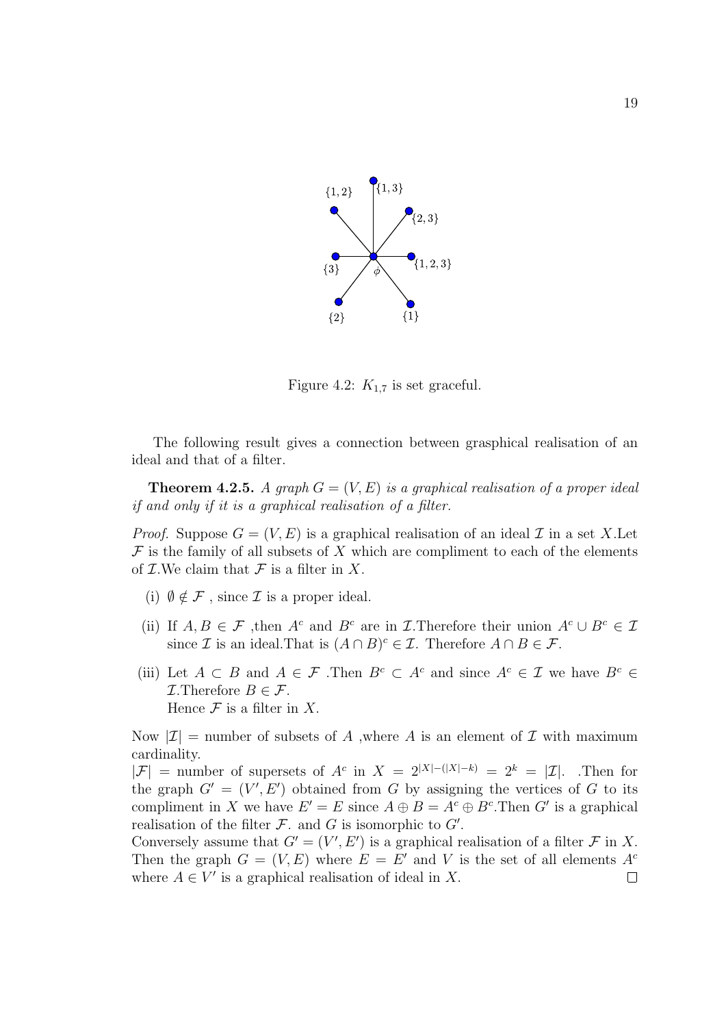Figure 4.2: $K_{1,7}$ is set graceful.

The following result gives a connection between grasphical realisation of an ideal and that of a filter.

**Theorem 4.2.5.** *A graph $G = (V, E)$ is a graphical realisation of a proper ideal if and only if it is a graphical realisation of a filter.*

*Proof.* Suppose $G = (V, E)$ is a graphical realisation of an ideal $\mathcal{I}$ in a set $X$.Let $\mathcal{F}$ is the family of all subsets of $X$ which are compliment to each of the elements of $\mathcal{I}$.We claim that $\mathcal{F}$ is a filter in $X$.

(i) $\emptyset \notin \mathcal{F}$ , since $\mathcal{I}$ is a proper ideal.

(ii) If $A, B \in \mathcal{F}$ ,then $A^c$ and $B^c$ are in $\mathcal{I}$.Therefore their union $A^c \cup B^c \in \mathcal{I}$ since $\mathcal{I}$ is an ideal.That is $(A \cap B)^c \in \mathcal{I}$. Therefore $A \cap B \in \mathcal{F}$.

(iii) Let $A \subset B$ and $A \in \mathcal{F}$ .Then $B^c \subset A^c$ and since $A^c \in \mathcal{I}$ we have $B^c \in \mathcal{I}$.Therefore $B \in \mathcal{F}$.
Hence $\mathcal{F}$ is a filter in $X$.

Now $|\mathcal{I}|$ = number of subsets of $A$ ,where $A$ is an element of $\mathcal{I}$ with maximum cardinality.
$|\mathcal{F}|$ = number of supersets of $A^c$ in $X = 2^{|X|-(|X|-k)} = 2^k = |\mathcal{I}|$. .Then for the graph $G' = (V', E')$ obtained from $G$ by assigning the vertices of $G$ to its compliment in $X$ we have $E' = E$ since $A \oplus B = A^c \oplus B^c$.Then $G'$ is a graphical realisation of the filter $\mathcal{F}$. and $G$ is isomorphic to $G'$.
Conversely assume that $G' = (V', E')$ is a graphical realisation of a filter $\mathcal{F}$ in $X$. Then the graph $G = (V, E)$ where $E = E'$ and $V$ is the set of all elements $A^c$ where $A \in V'$ is a graphical realisation of ideal in $X$. $\square$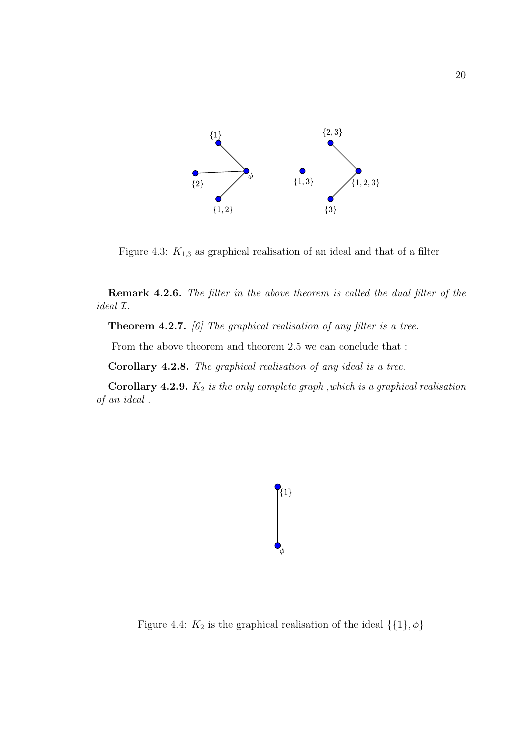Figure 4.3: $K_{1,3}$ as graphical realisation of an ideal and that of a filter

**Remark 4.2.6.** *The filter in the above theorem is called the dual filter of the ideal $\mathcal{I}$.*

**Theorem 4.2.7.** *[6] The graphical realisation of any filter is a tree.*

From the above theorem and theorem 2.5 we can conclude that :

**Corollary 4.2.8.** *The graphical realisation of any ideal is a tree.*

**Corollary 4.2.9.** *$K_2$ is the only complete graph ,which is a graphical realisation of an ideal .*

Figure 4.4: $K_2$ is the graphical realisation of the ideal $\{\{1\}, \phi\}$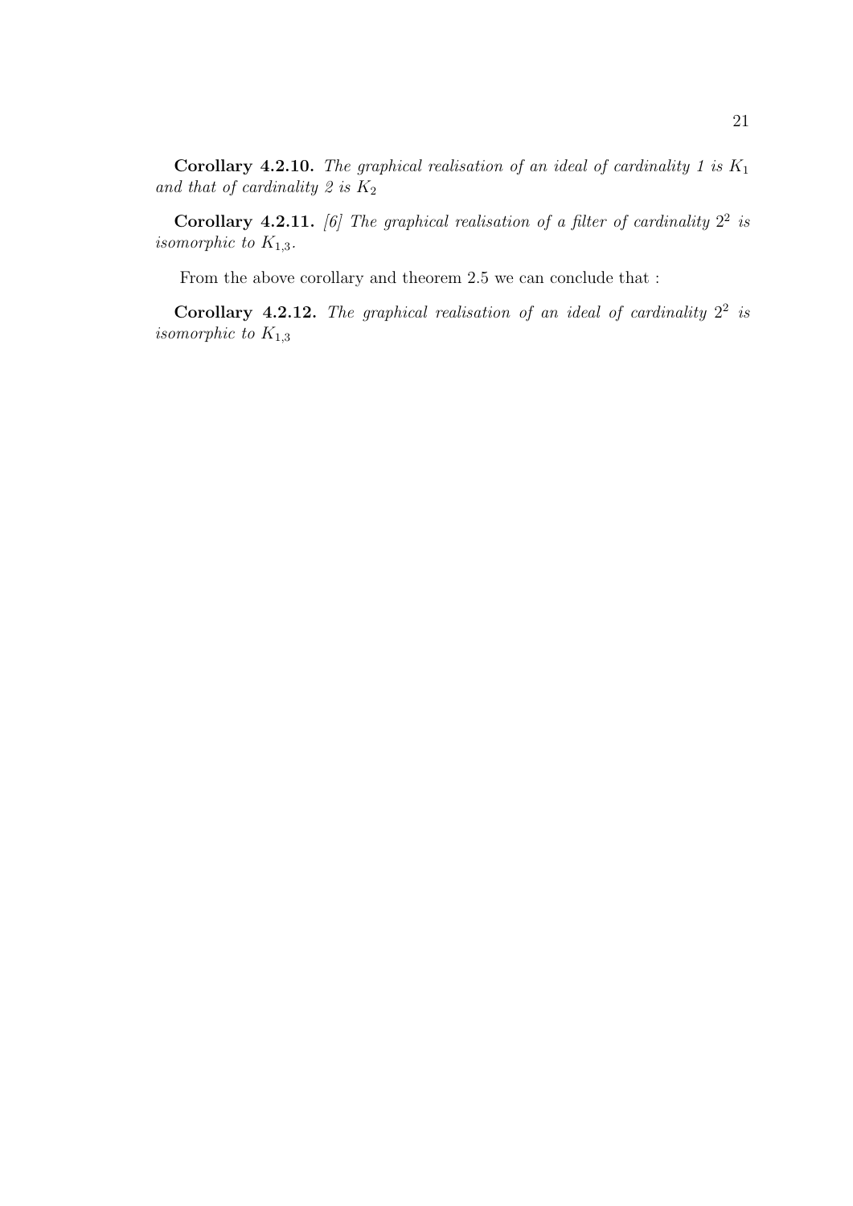**Corollary 4.2.10.** *The graphical realisation of an ideal of cardinality 1 is $K_1$ and that of cardinality 2 is $K_2$*

**Corollary 4.2.11.** *[6] The graphical realisation of a filter of cardinality $2^2$ is isomorphic to $K_{1,3}$.*

From the above corollary and theorem 2.5 we can conclude that :

**Corollary 4.2.12.** *The graphical realisation of an ideal of cardinality $2^2$ is isomorphic to $K_{1,3}$*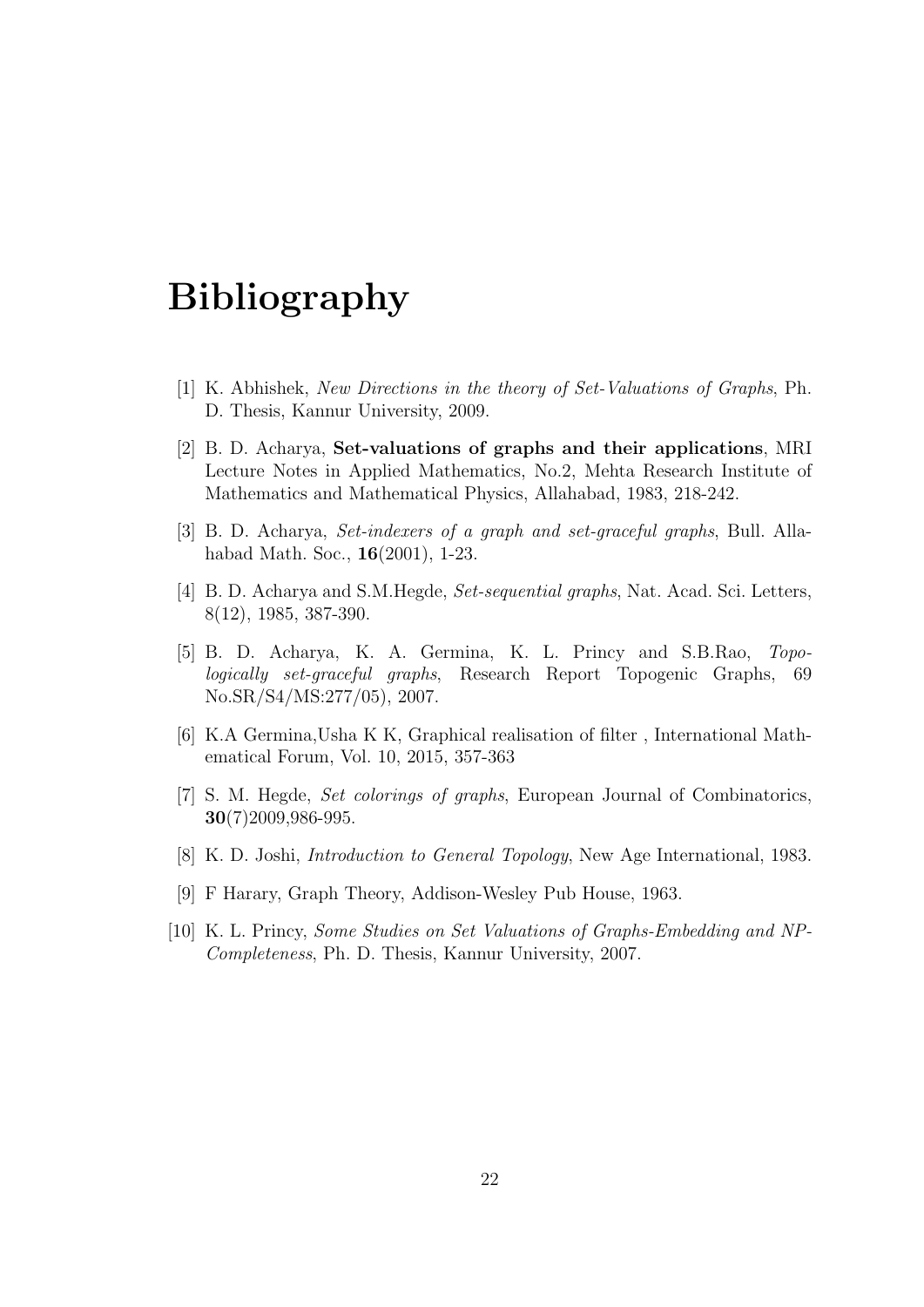# Bibliography

[1] K. Abhishek, *New Directions in the theory of Set-Valuations of Graphs*, Ph. D. Thesis, Kannur University, 2009.

[2] B. D. Acharya, **Set-valuations of graphs and their applications**, MRI Lecture Notes in Applied Mathematics, No.2, Mehta Research Institute of Mathematics and Mathematical Physics, Allahabad, 1983, 218-242.

[3] B. D. Acharya, *Set-indexers of a graph and set-graceful graphs*, Bull. Allahabad Math. Soc., **16**(2001), 1-23.

[4] B. D. Acharya and S.M.Hegde, *Set-sequential graphs*, Nat. Acad. Sci. Letters, 8(12), 1985, 387-390.

[5] B. D. Acharya, K. A. Germina, K. L. Princy and S.B.Rao, *Topologically set-graceful graphs*, Research Report Topogenic Graphs, 69 No.SR/S4/MS:277/05), 2007.

[6] K.A Germina,Usha K K, Graphical realisation of filter , International Mathematical Forum, Vol. 10, 2015, 357-363

[7] S. M. Hegde, *Set colorings of graphs*, European Journal of Combinatorics, **30**(7)2009,986-995.

[8] K. D. Joshi, *Introduction to General Topology*, New Age International, 1983.

[9] F Harary, Graph Theory, Addison-Wesley Pub House, 1963.

[10] K. L. Princy, *Some Studies on Set Valuations of Graphs-Embedding and NP-Completeness*, Ph. D. Thesis, Kannur University, 2007.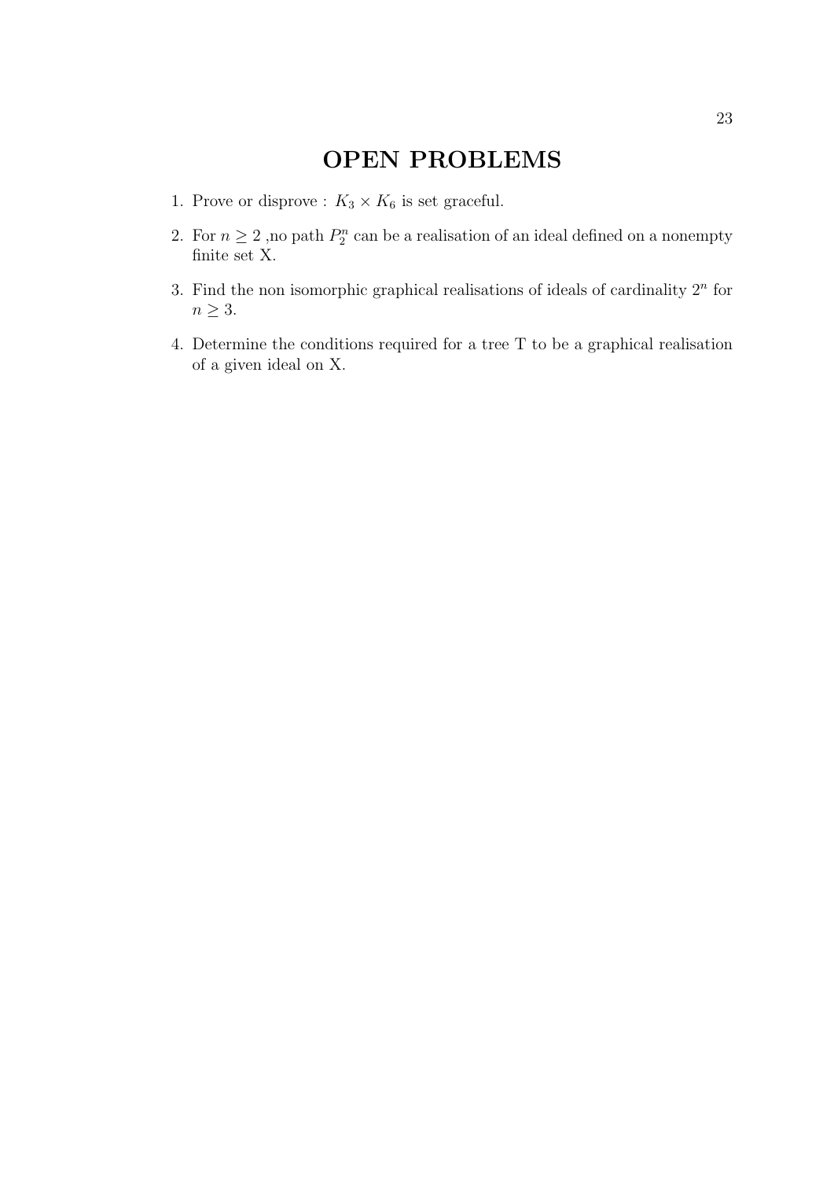# OPEN PROBLEMS

1. Prove or disprove : $K_3 \times K_6$ is set graceful.
2. For $n \geq 2$ ,no path $P_2^n$ can be a realisation of an ideal defined on a nonempty finite set X.
3. Find the non isomorphic graphical realisations of ideals of cardinality $2^n$ for $n \geq 3$.
4. Determine the conditions required for a tree T to be a graphical realisation of a given ideal on X.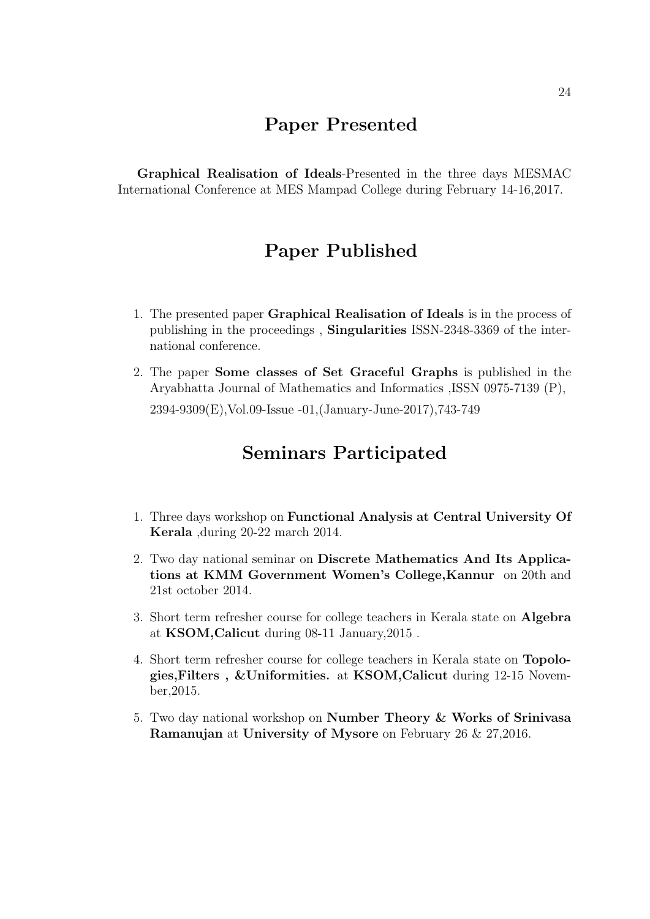## Paper Presented

**Graphical Realisation of Ideals**-Presented in the three days MESMAC International Conference at MES Mampad College during February 14-16,2017.

## Paper Published

1. The presented paper **Graphical Realisation of Ideals** is in the process of publishing in the proceedings , **Singularities** ISSN-2348-3369 of the international conference.
2. The paper **Some classes of Set Graceful Graphs** is published in the Aryabhatta Journal of Mathematics and Informatics ,ISSN 0975-7139 (P), 2394-9309(E),Vol.09-Issue -01,(January-June-2017),743-749

## Seminars Participated

1. Three days workshop on **Functional Analysis at Central University Of Kerala** ,during 20-22 march 2014.
2. Two day national seminar on **Discrete Mathematics And Its Applications at KMM Government Women's College,Kannur** on 20th and 21st october 2014.
3. Short term refresher course for college teachers in Kerala state on **Algebra** at **KSOM,Calicut** during 08-11 January,2015 .
4. Short term refresher course for college teachers in Kerala state on **Topologies,Filters , &Uniformities.** at **KSOM,Calicut** during 12-15 November,2015.
5. Two day national workshop on **Number Theory & Works of Srinivasa Ramanujan** at **University of Mysore** on February 26 & 27,2016.